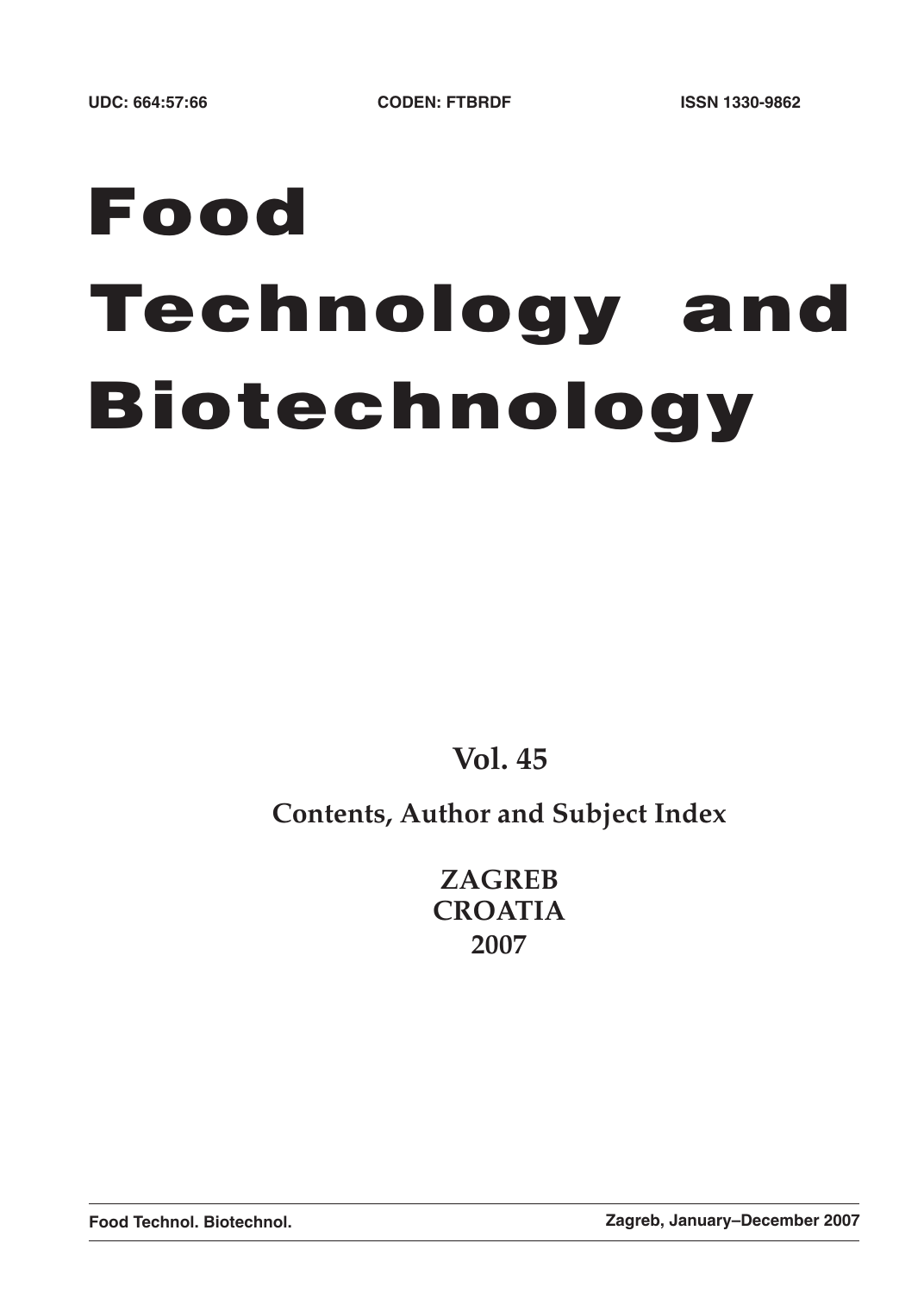UDC: 664:57:66 CODEN: FTBRDF ISSN 1330-9862

# Food Technology and Biotechnology

**Vol. 45**

**Contents, Author and Subject Index**

**ZAGREB**
**CROATIA**
**2007**

**Food Technol. Biotechnol.** **Zagreb, January–December 2007**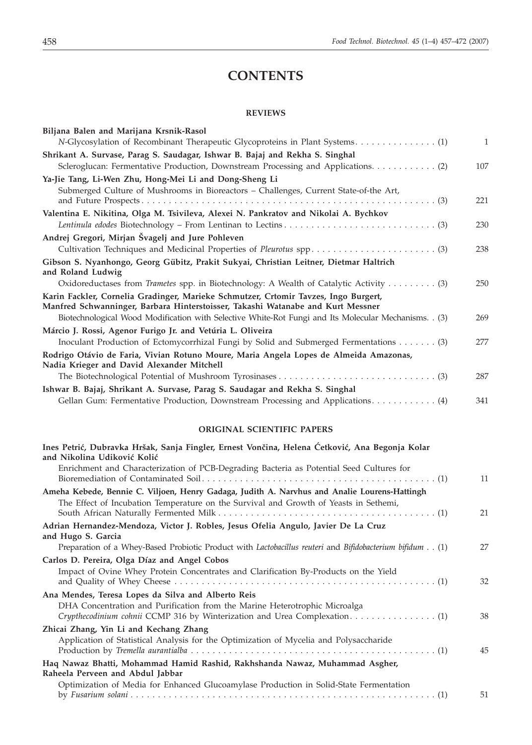# CONTENTS

## REVIEWS

**Biljana Balen and Marijana Krsnik-Rasol**
*N*-Glycosylation of Recombinant Therapeutic Glycoproteins in Plant Systems. . . . . . . . . . . . . . . (1) 1

**Shrikant A. Survase, Parag S. Saudagar, Ishwar B. Bajaj and Rekha S. Singhal**
Scleroglucan: Fermentative Production, Downstream Processing and Applications. . . . . . . . . . . . (2) 107

**Ya-Jie Tang, Li-Wen Zhu, Hong-Mei Li and Dong-Sheng Li**
Submerged Culture of Mushrooms in Bioreactors – Challenges, Current State-of-the Art, and Future Prospects . . . . . . . . . . . . . . . . . . . . . . . . . . . . . . . . . . . . . . . . . . . . . . . . . . . . . . (3) 221

**Valentina E. Nikitina, Olga M. Tsivileva, Alexei N. Pankratov and Nikolai A. Bychkov**
*Lentinula edodes* Biotechnology – From Lentinan to Lectins . . . . . . . . . . . . . . . . . . . . . . . . . . . . (3) 230

**Andrej Gregori, Mirjan Švagelj and Jure Pohleven**
Cultivation Techniques and Medicinal Properties of *Pleurotus* spp . . . . . . . . . . . . . . . . . . . . . . . . (3) 238

**Gibson S. Nyanhongo, Georg Gübitz, Prakit Sukyai, Christian Leitner, Dietmar Haltrich and Roland Ludwig**
Oxidoreductases from *Trametes* spp. in Biotechnology: A Wealth of Catalytic Activity . . . . . . . . . (3) 250

**Karin Fackler, Cornelia Gradinger, Marieke Schmutzer, Crtomir Tavzes, Ingo Burgert, Manfred Schwanninger, Barbara Hinterstoisser, Takashi Watanabe and Kurt Messner**
Biotechnological Wood Modification with Selective White-Rot Fungi and Its Molecular Mechanisms. . (3) 269

**Márcio J. Rossi, Agenor Furigo Jr. and Vetúria L. Oliveira**
Inoculant Production of Ectomycorrhizal Fungi by Solid and Submerged Fermentations . . . . . . . (3) 277

**Rodrigo Otávio de Faria, Vivian Rotuno Moure, Maria Angela Lopes de Almeida Amazonas, Nadia Krieger and David Alexander Mitchell**
The Biotechnological Potential of Mushroom Tyrosinases . . . . . . . . . . . . . . . . . . . . . . . . . . . . . . (3) 287

**Ishwar B. Bajaj, Shrikant A. Survase, Parag S. Saudagar and Rekha S. Singhal**
Gellan Gum: Fermentative Production, Downstream Processing and Applications. . . . . . . . . . . . (4) 341

## ORIGINAL SCIENTIFIC PAPERS

**Ines Petrić, Dubravka Hršak, Sanja Fingler, Ernest Vončina, Helena Ćetković, Ana Begonja Kolar and Nikolina Udiković Kolić**
Enrichment and Characterization of PCB-Degrading Bacteria as Potential Seed Cultures for Bioremediation of Contaminated Soil. . . . . . . . . . . . . . . . . . . . . . . . . . . . . . . . . . . . . . . . . . . (1) 11

**Ameha Kebede, Bennie C. Viljoen, Henry Gadaga, Judith A. Narvhus and Analie Lourens-Hattingh**
The Effect of Incubation Temperature on the Survival and Growth of Yeasts in Sethemi, South African Naturally Fermented Milk . . . . . . . . . . . . . . . . . . . . . . . . . . . . . . . . . . . . . . . . . (1) 21

**Adrian Hernandez-Mendoza, Victor J. Robles, Jesus Ofelia Angulo, Javier De La Cruz and Hugo S. Garcia**
Preparation of a Whey-Based Probiotic Product with *Lactobacillus reuteri* and *Bifidobacterium bifidum* . . (1) 27

**Carlos D. Pereira, Olga Díaz and Angel Cobos**
Impact of Ovine Whey Protein Concentrates and Clarification By-Products on the Yield and Quality of Whey Cheese . . . . . . . . . . . . . . . . . . . . . . . . . . . . . . . . . . . . . . . . . . . . . . . . . . (1) 32

**Ana Mendes, Teresa Lopes da Silva and Alberto Reis**
DHA Concentration and Purification from the Marine Heterotrophic Microalga *Crypthecodinium cohnii* CCMP 316 by Winterization and Urea Complexation. . . . . . . . . . . . . . . . (1) 38

**Zhicai Zhang, Yin Li and Kechang Zhang**
Application of Statistical Analysis for the Optimization of Mycelia and Polysaccharide Production by *Tremella aurantialba* . . . . . . . . . . . . . . . . . . . . . . . . . . . . . . . . . . . . . . . . . . . . . (1) 45

**Haq Nawaz Bhatti, Mohammad Hamid Rashid, Rakhshanda Nawaz, Muhammad Asgher, Raheela Perveen and Abdul Jabbar**
Optimization of Media for Enhanced Glucoamylase Production in Solid-State Fermentation by *Fusarium solani* . . . . . . . . . . . . . . . . . . . . . . . . . . . . . . . . . . . . . . . . . . . . . . . . . . . . . . . (1) 51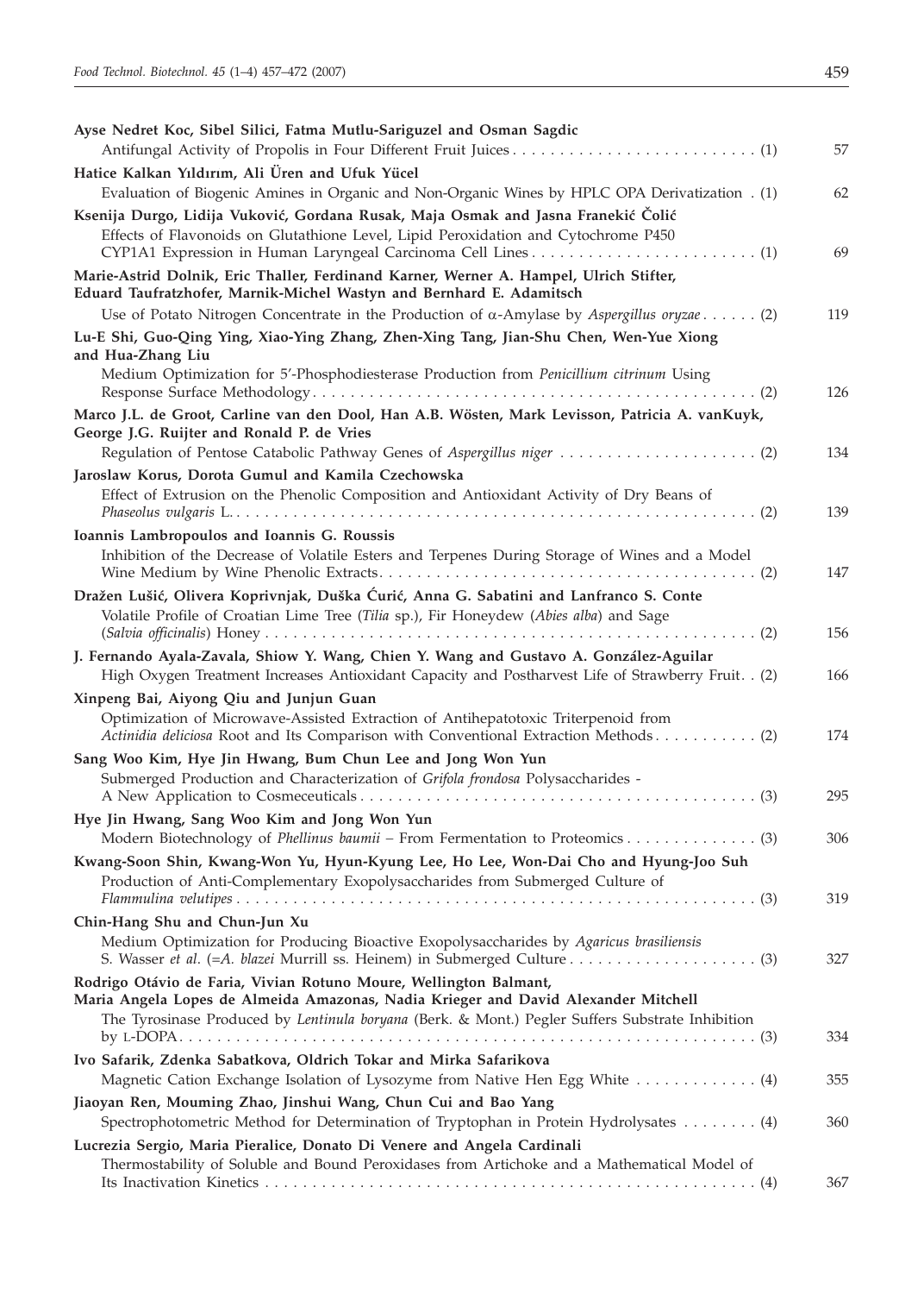**Ayse Nedret Koc, Sibel Silici, Fatma Mutlu-Sariguzel and Osman Sagdic**
Antifungal Activity of Propolis in Four Different Fruit Juices . . . (1) 57

**Hatice Kalkan Yıldırım, Ali Üren and Ufuk Yücel**
Evaluation of Biogenic Amines in Organic and Non-Organic Wines by HPLC OPA Derivatization . (1) 62

**Ksenija Durgo, Lidija Vuković, Gordana Rusak, Maja Osmak and Jasna Franekić Čolić**
Effects of Flavonoids on Glutathione Level, Lipid Peroxidation and Cytochrome P450 CYP1A1 Expression in Human Laryngeal Carcinoma Cell Lines . . . (1) 69

**Marie-Astrid Dolnik, Eric Thaller, Ferdinand Karner, Werner A. Hampel, Ulrich Stifter, Eduard Taufratzhofer, Marnik-Michel Wastyn and Bernhard E. Adamitsch**
Use of Potato Nitrogen Concentrate in the Production of α-Amylase by *Aspergillus oryzae* . . . (2) 119

**Lu-E Shi, Guo-Qing Ying, Xiao-Ying Zhang, Zhen-Xing Tang, Jian-Shu Chen, Wen-Yue Xiong and Hua-Zhang Liu**
Medium Optimization for 5′-Phosphodiesterase Production from *Penicillium citrinum* Using Response Surface Methodology . . . (2) 126

**Marco J.L. de Groot, Carline van den Dool, Han A.B. Wösten, Mark Levisson, Patricia A. vanKuyk, George J.G. Ruijter and Ronald P. de Vries**
Regulation of Pentose Catabolic Pathway Genes of *Aspergillus niger* . . . (2) 134

**Jaroslaw Korus, Dorota Gumul and Kamila Czechowska**
Effect of Extrusion on the Phenolic Composition and Antioxidant Activity of Dry Beans of *Phaseolus vulgaris* L. . . . (2) 139

**Ioannis Lambropoulos and Ioannis G. Roussis**
Inhibition of the Decrease of Volatile Esters and Terpenes During Storage of Wines and a Model Wine Medium by Wine Phenolic Extracts . . . (2) 147

**Dražen Lušić, Olivera Koprivnjak, Duška Ćurić, Anna G. Sabatini and Lanfranco S. Conte**
Volatile Profile of Croatian Lime Tree (*Tilia* sp.), Fir Honeydew (*Abies alba*) and Sage (*Salvia officinalis*) Honey . . . (2) 156

**J. Fernando Ayala-Zavala, Shiow Y. Wang, Chien Y. Wang and Gustavo A. González-Aguilar**
High Oxygen Treatment Increases Antioxidant Capacity and Postharvest Life of Strawberry Fruit. . (2) 166

**Xinpeng Bai, Aiyong Qiu and Junjun Guan**
Optimization of Microwave-Assisted Extraction of Antihepatotoxic Triterpenoid from *Actinidia deliciosa* Root and Its Comparison with Conventional Extraction Methods . . . (2) 174

**Sang Woo Kim, Hye Jin Hwang, Bum Chun Lee and Jong Won Yun**
Submerged Production and Characterization of *Grifola frondosa* Polysaccharides - A New Application to Cosmeceuticals . . . (3) 295

**Hye Jin Hwang, Sang Woo Kim and Jong Won Yun**
Modern Biotechnology of *Phellinus baumii* – From Fermentation to Proteomics . . . (3) 306

**Kwang-Soon Shin, Kwang-Won Yu, Hyun-Kyung Lee, Ho Lee, Won-Dai Cho and Hyung-Joo Suh**
Production of Anti-Complementary Exopolysaccharides from Submerged Culture of *Flammulina velutipes* . . . (3) 319

**Chin-Hang Shu and Chun-Jun Xu**
Medium Optimization for Producing Bioactive Exopolysaccharides by *Agaricus brasiliensis* S. Wasser *et al.* (=*A. blazei* Murrill ss. Heinem) in Submerged Culture . . . (3) 327

**Rodrigo Otávio de Faria, Vivian Rotuno Moure, Wellington Balmant, Maria Angela Lopes de Almeida Amazonas, Nadia Krieger and David Alexander Mitchell**
The Tyrosinase Produced by *Lentinula boryana* (Berk. & Mont.) Pegler Suffers Substrate Inhibition by L-DOPA . . . (3) 334

**Ivo Safarik, Zdenka Sabatkova, Oldrich Tokar and Mirka Safarikova**
Magnetic Cation Exchange Isolation of Lysozyme from Native Hen Egg White . . . (4) 355

**Jiaoyan Ren, Mouming Zhao, Jinshui Wang, Chun Cui and Bao Yang**
Spectrophotometric Method for Determination of Tryptophan in Protein Hydrolysates . . . (4) 360

**Lucrezia Sergio, Maria Pieralice, Donato Di Venere and Angela Cardinali**
Thermostability of Soluble and Bound Peroxidases from Artichoke and a Mathematical Model of Its Inactivation Kinetics . . . (4) 367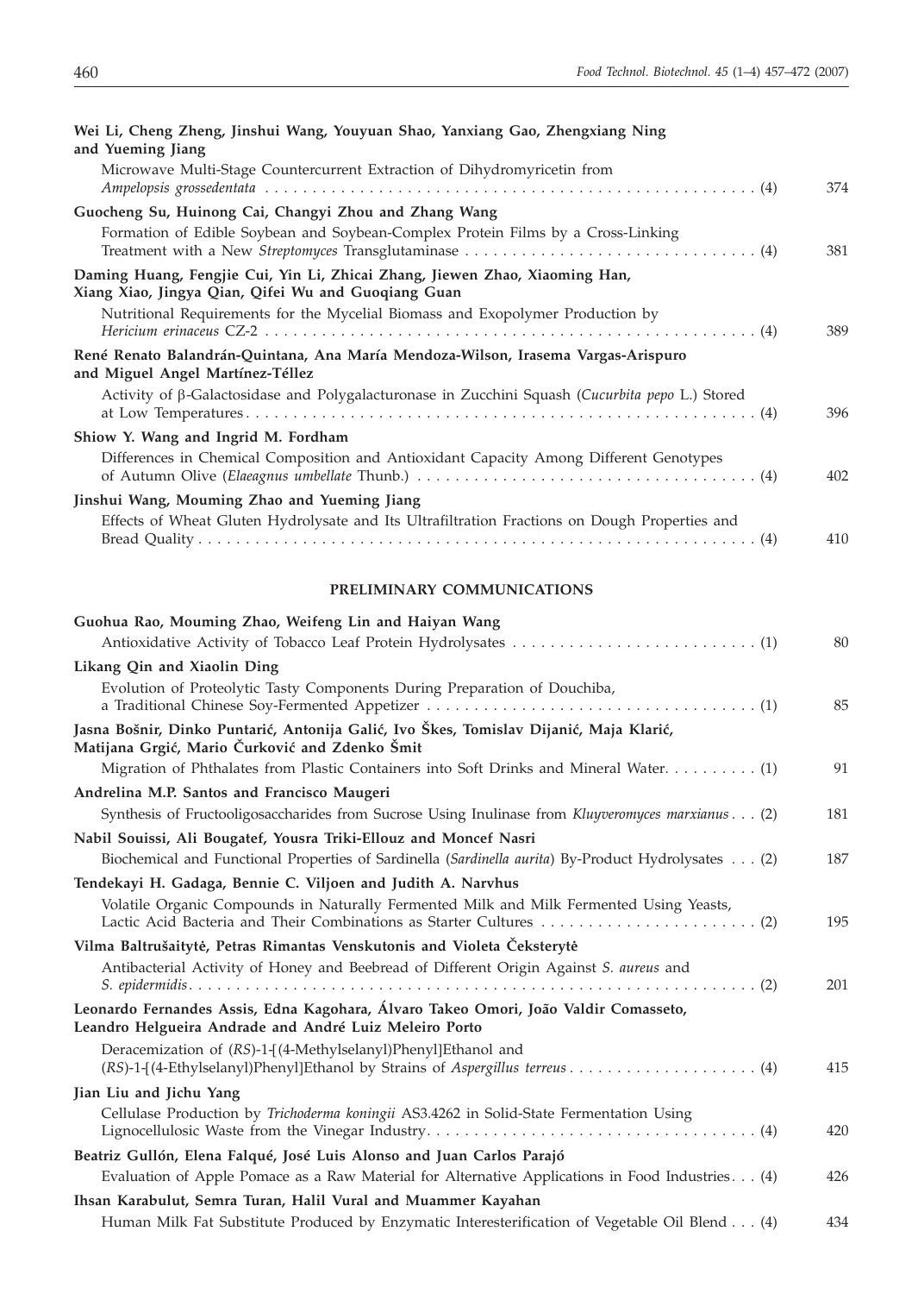**Wei Li, Cheng Zheng, Jinshui Wang, Youyuan Shao, Yanxiang Gao, Zhengxiang Ning and Yueming Jiang**

Microwave Multi-Stage Countercurrent Extraction of Dihydromyricetin from *Ampelopsis grossedentata* . . . . . . . . . . (4) 374

**Guocheng Su, Huinong Cai, Changyi Zhou and Zhang Wang**

Formation of Edible Soybean and Soybean-Complex Protein Films by a Cross-Linking Treatment with a New *Streptomyces* Transglutaminase . . . . . . . . . . (4) 381

**Daming Huang, Fengjie Cui, Yin Li, Zhicai Zhang, Jiewen Zhao, Xiaoming Han, Xiang Xiao, Jingya Qian, Qifei Wu and Guoqiang Guan**

Nutritional Requirements for the Mycelial Biomass and Exopolymer Production by *Hericium erinaceus* CZ-2 . . . . . . . . . . (4) 389

**René Renato Balandrán-Quintana, Ana María Mendoza-Wilson, Irasema Vargas-Arispuro and Miguel Angel Martínez-Téllez**

Activity of β-Galactosidase and Polygalacturonase in Zucchini Squash (*Cucurbita pepo* L.) Stored at Low Temperatures . . . . . . . . . . (4) 396

**Shiow Y. Wang and Ingrid M. Fordham**

Differences in Chemical Composition and Antioxidant Capacity Among Different Genotypes of Autumn Olive (*Elaeagnus umbellate* Thunb.) . . . . . . . . . . (4) 402

**Jinshui Wang, Mouming Zhao and Yueming Jiang**

Effects of Wheat Gluten Hydrolysate and Its Ultrafiltration Fractions on Dough Properties and Bread Quality . . . . . . . . . . (4) 410

## PRELIMINARY COMMUNICATIONS

**Guohua Rao, Mouming Zhao, Weifeng Lin and Haiyan Wang**

Antioxidative Activity of Tobacco Leaf Protein Hydrolysates . . . . . . . . . . (1) 80

**Likang Qin and Xiaolin Ding**

Evolution of Proteolytic Tasty Components During Preparation of Douchiba, a Traditional Chinese Soy-Fermented Appetizer . . . . . . . . . . (1) 85

**Jasna Bošnir, Dinko Puntarić, Antonija Galić, Ivo Škes, Tomislav Dijanić, Maja Klarić, Matijana Grgić, Mario Čurković and Zdenko Šmit**

Migration of Phthalates from Plastic Containers into Soft Drinks and Mineral Water. . . . . . . . . . (1) 91

**Andrelina M.P. Santos and Francisco Maugeri**

Synthesis of Fructooligosaccharides from Sucrose Using Inulinase from *Kluyveromyces marxianus* . . . (2) 181

**Nabil Souissi, Ali Bougatef, Yousra Triki-Ellouz and Moncef Nasri**

Biochemical and Functional Properties of Sardinella (*Sardinella aurita*) By-Product Hydrolysates . . . (2) 187

**Tendekayi H. Gadaga, Bennie C. Viljoen and Judith A. Narvhus**

Volatile Organic Compounds in Naturally Fermented Milk and Milk Fermented Using Yeasts, Lactic Acid Bacteria and Their Combinations as Starter Cultures . . . . . . . . . . (2) 195

**Vilma Baltrušaitytė, Petras Rimantas Venskutonis and Violeta Čeksterytė**

Antibacterial Activity of Honey and Beebread of Different Origin Against *S. aureus* and *S. epidermidis*. . . . . . . . . . (2) 201

**Leonardo Fernandes Assis, Edna Kagohara, Álvaro Takeo Omori, João Valdir Comasseto, Leandro Helgueira Andrade and André Luiz Meleiro Porto**

Deracemization of (*RS*)-1-[(4-Methylselanyl)Phenyl]Ethanol and (*RS*)-1-[(4-Ethylselanyl)Phenyl]Ethanol by Strains of *Aspergillus terreus* . . . . . . . . . . (4) 415

**Jian Liu and Jichu Yang**

Cellulase Production by *Trichoderma koningii* AS3.4262 in Solid-State Fermentation Using Lignocellulosic Waste from the Vinegar Industry. . . . . . . . . . (4) 420

**Beatriz Gullón, Elena Falqué, José Luis Alonso and Juan Carlos Parajó**

Evaluation of Apple Pomace as a Raw Material for Alternative Applications in Food Industries. . . (4) 426

**Ihsan Karabulut, Semra Turan, Halil Vural and Muammer Kayahan**

Human Milk Fat Substitute Produced by Enzymatic Interesterification of Vegetable Oil Blend . . . (4) 434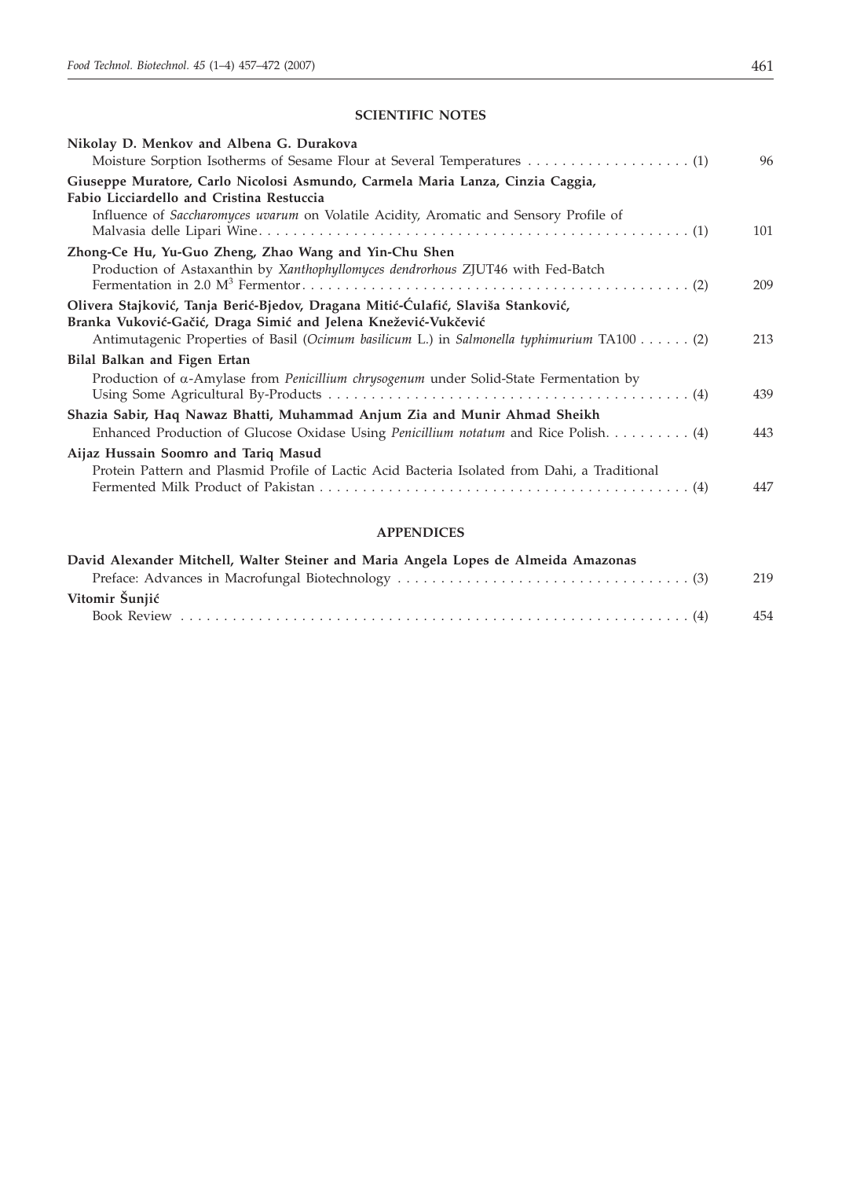## SCIENTIFIC NOTES

**Nikolay D. Menkov and Albena G. Durakova**
Moisture Sorption Isotherms of Sesame Flour at Several Temperatures . . . . . . . . . . . . . . . . . . . (1) 96

**Giuseppe Muratore, Carlo Nicolosi Asmundo, Carmela Maria Lanza, Cinzia Caggia, Fabio Licciardello and Cristina Restuccia**
Influence of *Saccharomyces uvarum* on Volatile Acidity, Aromatic and Sensory Profile of Malvasia delle Lipari Wine. . . . . . . . . . . . . . . . . . . . . . . . . . . . . . . . . . . . . . . . . . . . . . . . . . . (1) 101

**Zhong-Ce Hu, Yu-Guo Zheng, Zhao Wang and Yin-Chu Shen**
Production of Astaxanthin by *Xanthophyllomyces dendrorhous* ZJUT46 with Fed-Batch Fermentation in 2.0 $M^3$ Fermentor. . . . . . . . . . . . . . . . . . . . . . . . . . . . . . . . . . . . . . . . . . . . . . . (2) 209

**Olivera Stajković, Tanja Berić-Bjedov, Dragana Mitić-Ćulafić, Slaviša Stanković, Branka Vuković-Gačić, Draga Simić and Jelena Knežević-Vukčević**
Antimutagenic Properties of Basil (*Ocimum basilicum* L.) in *Salmonella typhimurium* TA100 . . . . . . (2) 213

**Bilal Balkan and Figen Ertan**
Production of α-Amylase from *Penicillium chrysogenum* under Solid-State Fermentation by Using Some Agricultural By-Products . . . . . . . . . . . . . . . . . . . . . . . . . . . . . . . . . . . . . . . . . . . (4) 439

**Shazia Sabir, Haq Nawaz Bhatti, Muhammad Anjum Zia and Munir Ahmad Sheikh**
Enhanced Production of Glucose Oxidase Using *Penicillium notatum* and Rice Polish. . . . . . . . . . (4) 443

**Aijaz Hussain Soomro and Tariq Masud**
Protein Pattern and Plasmid Profile of Lactic Acid Bacteria Isolated from Dahi, a Traditional Fermented Milk Product of Pakistan . . . . . . . . . . . . . . . . . . . . . . . . . . . . . . . . . . . . . . . . . . . . (4) 447

## APPENDICES

**David Alexander Mitchell, Walter Steiner and Maria Angela Lopes de Almeida Amazonas**
Preface: Advances in Macrofungal Biotechnology . . . . . . . . . . . . . . . . . . . . . . . . . . . . . . . . . . (3) 219

**Vitomir Šunjić**
Book Review . . . . . . . . . . . . . . . . . . . . . . . . . . . . . . . . . . . . . . . . . . . . . . . . . . . . . . . . . . . . (4) 454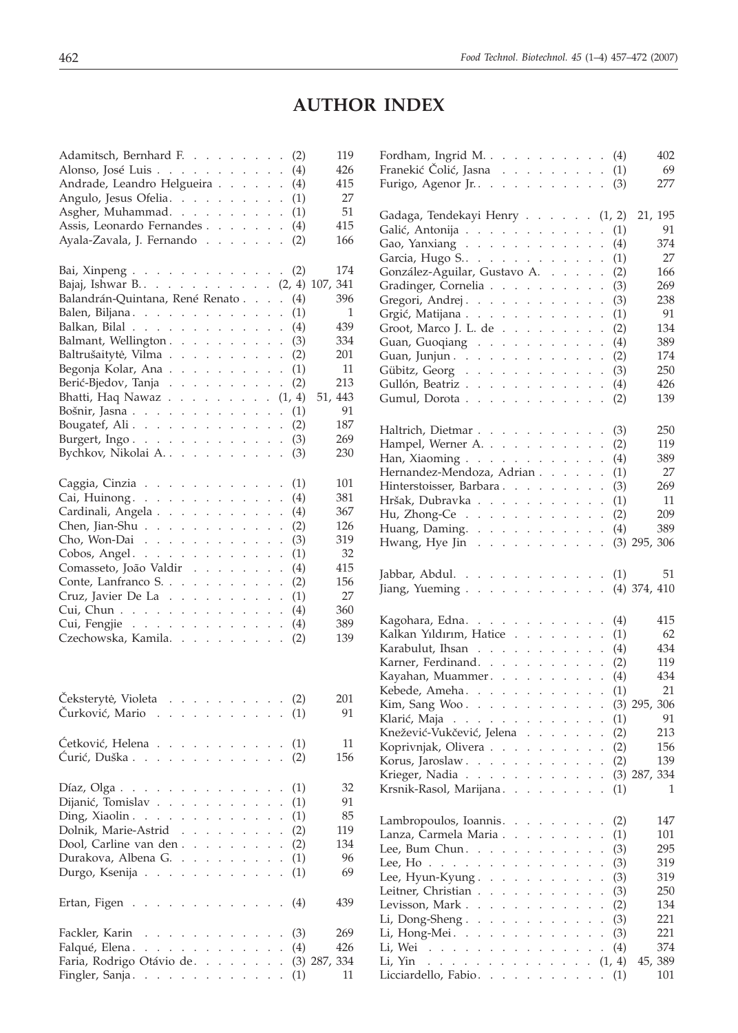# AUTHOR INDEX

Adamitsch, Bernhard F. (2) 119
Alonso, José Luis (4) 426
Andrade, Leandro Helgueira (4) 415
Angulo, Jesus Ofelia (1) 27
Asgher, Muhammad (1) 51
Assis, Leonardo Fernandes (4) 415
Ayala-Zavala, J. Fernando (2) 166

Bai, Xinpeng (2) 174
Bajaj, Ishwar B. (2, 4) 107, 341
Balandrán-Quintana, René Renato (4) 396
Balen, Biljana (1) 1
Balkan, Bilal (4) 439
Balmant, Wellington (3) 334
Baltrušaitytė, Vilma (2) 201
Begonja Kolar, Ana (1) 11
Berić-Bjedov, Tanja (2) 213
Bhatti, Haq Nawaz (1, 4) 51, 443
Bošnir, Jasna (1) 91
Bougatef, Ali (2) 187
Burgert, Ingo (3) 269
Bychkov, Nikolai A. (3) 230

Caggia, Cinzia (1) 101
Cai, Huinong (4) 381
Cardinali, Angela (4) 367
Chen, Jian-Shu (2) 126
Cho, Won-Dai (3) 319
Cobos, Angel (1) 32
Comasseto, João Valdir (4) 415
Conte, Lanfranco S. (2) 156
Cruz, Javier De La (1) 27
Cui, Chun (4) 360
Cui, Fengjie (4) 389
Czechowska, Kamila (2) 139

Čeksterytė, Violeta (2) 201
Čurković, Mario (1) 91

Ćetković, Helena (1) 11
Ćurić, Duška (2) 156

Díaz, Olga (1) 32
Dijanić, Tomislav (1) 91
Ding, Xiaolin (1) 85
Dolnik, Marie-Astrid (2) 119
Dool, Carline van den (2) 134
Durakova, Albena G. (1) 96
Durgo, Ksenija (1) 69

Ertan, Figen (4) 439

Fackler, Karin (3) 269
Falqué, Elena (4) 426
Faria, Rodrigo Otávio de (3) 287, 334
Fingler, Sanja (1) 11
Fordham, Ingrid M. (4) 402
Franekić Čolić, Jasna (1) 69
Furigo, Agenor Jr. (3) 277

Gadaga, Tendekayi Henry (1, 2) 21, 195
Galić, Antonija (1) 91
Gao, Yanxiang (4) 374
Garcia, Hugo S. (1) 27
González-Aguilar, Gustavo A. (2) 166
Gradinger, Cornelia (3) 269
Gregori, Andrej (3) 238
Grgić, Matijana (1) 91
Groot, Marco J. L. de (2) 134
Guan, Guoqiang (4) 389
Guan, Junjun (2) 174
Gübitz, Georg (3) 250
Gullón, Beatriz (4) 426
Gumul, Dorota (2) 139

Haltrich, Dietmar (3) 250
Hampel, Werner A. (2) 119
Han, Xiaoming (4) 389
Hernandez-Mendoza, Adrian (1) 27
Hinterstoisser, Barbara (3) 269
Hršak, Dubravka (1) 11
Hu, Zhong-Ce (2) 209
Huang, Daming (4) 389
Hwang, Hye Jin (3) 295, 306

Jabbar, Abdul (1) 51
Jiang, Yueming (4) 374, 410

Kagohara, Edna (4) 415
Kalkan Yıldırım, Hatice (1) 62
Karabulut, Ihsan (4) 434
Karner, Ferdinand (2) 119
Kayahan, Muammer (4) 434
Kebede, Ameha (1) 21
Kim, Sang Woo (3) 295, 306
Klarić, Maja (1) 91
Knežević-Vukčević, Jelena (2) 213
Koprivnjak, Olivera (2) 156
Korus, Jaroslaw (2) 139
Krieger, Nadia (3) 287, 334
Krsnik-Rasol, Marijana (1) 1

Lambropoulos, Ioannis (2) 147
Lanza, Carmela Maria (1) 101
Lee, Bum Chun (3) 295
Lee, Ho (3) 319
Lee, Hyun-Kyung (3) 319
Leitner, Christian (3) 250
Levisson, Mark (2) 134
Li, Dong-Sheng (3) 221
Li, Hong-Mei (3) 221
Li, Wei (4) 374
Li, Yin (1, 4) 45, 389
Licciardello, Fabio (1) 101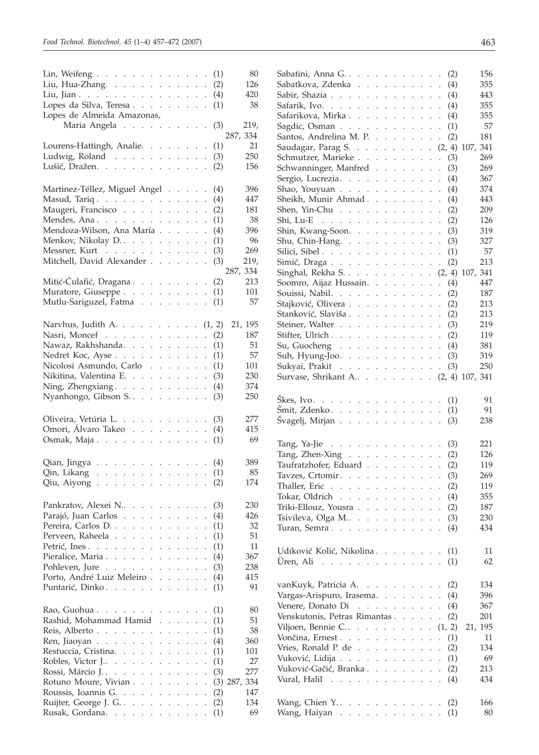Lin, Weifeng . . . . . . . . . . . . . (1) 80
Liu, Hua-Zhang. . . . . . . . . . . . (2) 126
Liu, Jian . . . . . . . . . . . . . . . (4) 420
Lopes da Silva, Teresa . . . . . . . . . (1) 38
Lopes de Almeida Amazonas,
Maria Angela . . . . . . . . . . (3) 219, 287, 334
Lourens-Hattingh, Analie. . . . . . . . (1) 21
Ludwig, Roland . . . . . . . . . . . (3) 250
Lušić, Dražen. . . . . . . . . . . . . (2) 156

Martinez-Téllez, Miguel Angel . . . . . (4) 396
Masud, Tariq . . . . . . . . . . . . . (4) 447
Maugeri, Francisco . . . . . . . . . . (2) 181
Mendes, Ana . . . . . . . . . . . . . (1) 38
Mendoza-Wilson, Ana María . . . . . . (4) 396
Menkov, Nikolay D.. . . . . . . . . . (1) 96
Messner, Kurt . . . . . . . . . . . . (3) 269
Mitchell, David Alexander . . . . . . . (3) 219, 287, 334
Mitić-Ćulafić, Dragana . . . . . . . . . (2) 213
Muratore, Giuseppe . . . . . . . . . . (1) 101
Mutlu-Sariguzel, Fatma . . . . . . . . (1) 57

Narvhus, Judith A. . . . . . . . . . . (1, 2) 21, 195
Nasri, Moncef . . . . . . . . . . . . (2) 187
Nawaz, Rakhshanda. . . . . . . . . . (1) 51
Nedret Koc, Ayse . . . . . . . . . . . (1) 57
Nicolosi Asmundo, Carlo . . . . . . . (1) 101
Nikitina, Valentina E. . . . . . . . . . (3) 230
Ning, Zhengxiang . . . . . . . . . . . (4) 374
Nyanhongo, Gibson S.. . . . . . . . . (3) 250

Oliveira, Vetúria L. . . . . . . . . . . (3) 277
Omori, Álvaro Takeo . . . . . . . . . (4) 415
Osmak, Maja . . . . . . . . . . . . . (1) 69

Qian, Jingya . . . . . . . . . . . . . (4) 389
Qin, Likang . . . . . . . . . . . . . (1) 85
Qiu, Aiyong . . . . . . . . . . . . . (2) 174

Pankratov, Alexei N.. . . . . . . . . . (3) 230
Parajó, Juan Carlos . . . . . . . . . . (4) 426
Pereira, Carlos D.. . . . . . . . . . . (1) 32
Perveen, Raheela . . . . . . . . . . . (1) 51
Petrić, Ines . . . . . . . . . . . . . . (1) 11
Pieralice, Maria . . . . . . . . . . . . (4) 367
Pohleven, Jure . . . . . . . . . . . . (3) 238
Porto, André Luiz Meleiro . . . . . . . (4) 415
Puntarić, Dinko . . . . . . . . . . . . (1) 91

Rao, Guohua . . . . . . . . . . . . . (1) 80
Rashid, Mohammad Hamid . . . . . . (1) 51
Reis, Alberto . . . . . . . . . . . . . (1) 38
Ren, Jiaoyan . . . . . . . . . . . . . (4) 360
Restuccia, Cristina. . . . . . . . . . . (1) 101
Robles, Victor J.. . . . . . . . . . . . (1) 27
Rossi, Márcio J.. . . . . . . . . . . . (3) 277
Rotuno Moure, Vivian . . . . . . . . . (3) 287, 334
Roussis, Ioannis G. . . . . . . . . . . (2) 147
Ruijter, George J. G.. . . . . . . . . . (2) 134
Rusak, Gordana. . . . . . . . . . . . (1) 69

Sabatini, Anna G.. . . . . . . . . . . (2) 156
Sabatkova, Zdenka . . . . . . . . . . (4) 355
Sabir, Shazia . . . . . . . . . . . . . (4) 443
Safarik, Ivo. . . . . . . . . . . . . . (4) 355
Safarikova, Mirka . . . . . . . . . . . (4) 355
Sagdic, Osman . . . . . . . . . . . . (1) 57
Santos, Andrelina M. P. . . . . . . . . (2) 181
Saudagar, Parag S. . . . . . . . . . (2, 4) 107, 341
Schmutzer, Marieke . . . . . . . . . . (3) 269
Schwanninger, Manfred . . . . . . . . (3) 269
Sergio, Lucrezia. . . . . . . . . . . . (4) 367
Shao, Youyuan . . . . . . . . . . . . (4) 374
Sheikh, Munir Ahmad . . . . . . . . . (4) 443
Shen, Yin-Chu . . . . . . . . . . . . (2) 209
Shi, Lu-E . . . . . . . . . . . . . . (2) 126
Shin, Kwang-Soon. . . . . . . . . . . (3) 319
Shu, Chin-Hang. . . . . . . . . . . . (3) 327
Silici, Sibel . . . . . . . . . . . . . . (1) 57
Simić, Draga . . . . . . . . . . . . . (2) 213
Singhal, Rekha S.. . . . . . . . . . (2, 4) 107, 341
Soomro, Aijaz Hussain. . . . . . . . . (4) 447
Souissi, Nabil. . . . . . . . . . . . . (2) 187
Stajković, Olivera . . . . . . . . . . . (2) 213
Stanković, Slaviša . . . . . . . . . . . (2) 213
Steiner, Walter . . . . . . . . . . . . (3) 219
Stifter, Ulrich . . . . . . . . . . . . . (2) 119
Su, Guocheng . . . . . . . . . . . . (4) 381
Suh, Hyung-Joo. . . . . . . . . . . . (3) 319
Sukyai, Prakit . . . . . . . . . . . . (3) 250
Survase, Shrikant A.. . . . . . . . . (2, 4) 107, 341

Škes, Ivo. . . . . . . . . . . . . . . (1) 91
Šmit, Zdenko. . . . . . . . . . . . . (1) 91
Švagelj, Mirjan . . . . . . . . . . . . (3) 238

Tang, Ya-Jie . . . . . . . . . . . . . (3) 221
Tang, Zhen-Xing . . . . . . . . . . . (2) 126
Taufratzhofer, Eduard . . . . . . . . . (2) 119
Tavzes, Crtomir. . . . . . . . . . . . (3) 269
Thaller, Eric . . . . . . . . . . . . . (2) 119
Tokar, Oldrich . . . . . . . . . . . . (4) 355
Triki-Ellouz, Yousra . . . . . . . . . . (2) 187
Tsivileva, Olga M.. . . . . . . . . . . (3) 230
Turan, Semra . . . . . . . . . . . . . (4) 434

Udiković Kolić, Nikolina . . . . . . . . (1) 11
Üren, Ali . . . . . . . . . . . . . . (1) 62

vanKuyk, Patricia A. . . . . . . . . . (2) 134
Vargas-Arispuro, Irasema. . . . . . . . (4) 396
Venere, Donato Di . . . . . . . . . . (4) 367
Venskutonis, Petras Rimantas . . . . . . (2) 201
Viljoen, Bennie C.. . . . . . . . . . (1, 2) 21, 195
Vončina, Ernest . . . . . . . . . . . . (1) 11
Vries, Ronald P. de . . . . . . . . . . (2) 134
Vuković, Lidija . . . . . . . . . . . . (1) 69
Vuković-Gačić, Branka . . . . . . . . . (2) 213
Vural, Halil . . . . . . . . . . . . . (4) 434

Wang, Chien Y.. . . . . . . . . . . . (2) 166
Wang, Haiyan . . . . . . . . . . . . (1) 80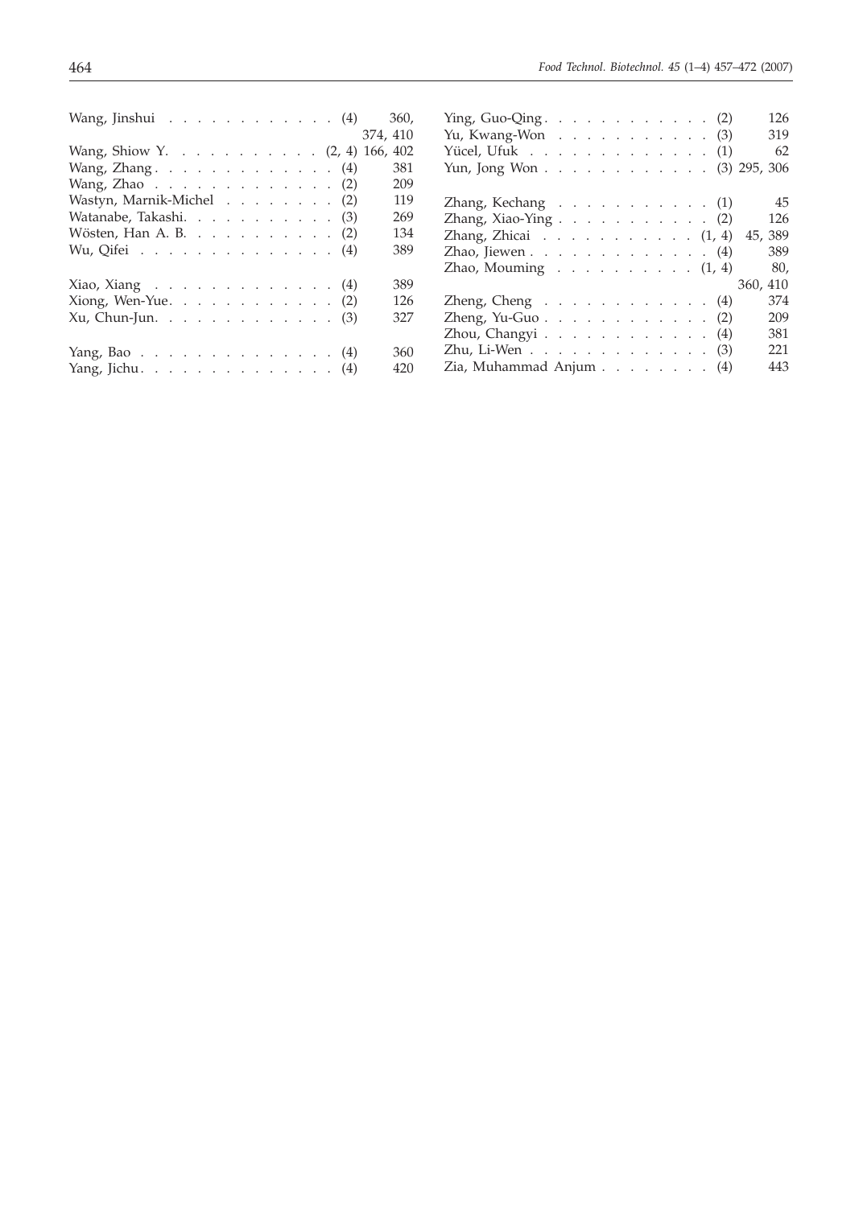Wang, Jinshui . . . . . . . . . . . . . (4) 360, 374, 410
Wang, Shiow Y. . . . . . . . . . . . (2, 4) 166, 402
Wang, Zhang . . . . . . . . . . . . . (4) 381
Wang, Zhao . . . . . . . . . . . . . (2) 209
Wastyn, Marnik-Michel . . . . . . . . (2) 119
Watanabe, Takashi. . . . . . . . . . . (3) 269
Wösten, Han A. B. . . . . . . . . . . (2) 134
Wu, Qifei . . . . . . . . . . . . . . (4) 389

Xiao, Xiang . . . . . . . . . . . . . (4) 389
Xiong, Wen-Yue. . . . . . . . . . . . (2) 126
Xu, Chun-Jun. . . . . . . . . . . . . (3) 327

Yang, Bao . . . . . . . . . . . . . . (4) 360
Yang, Jichu. . . . . . . . . . . . . . (4) 420
Ying, Guo-Qing . . . . . . . . . . . . (2) 126
Yu, Kwang-Won . . . . . . . . . . . . (3) 319
Yücel, Ufuk . . . . . . . . . . . . . (1) 62
Yun, Jong Won . . . . . . . . . . . . (3) 295, 306

Zhang, Kechang . . . . . . . . . . . (1) 45
Zhang, Xiao-Ying . . . . . . . . . . . (2) 126
Zhang, Zhicai . . . . . . . . . . . (1, 4) 45, 389
Zhao, Jiewen . . . . . . . . . . . . . (4) 389
Zhao, Mouming . . . . . . . . . . (1, 4) 80, 360, 410
Zheng, Cheng . . . . . . . . . . . . (4) 374
Zheng, Yu-Guo . . . . . . . . . . . . (2) 209
Zhou, Changyi . . . . . . . . . . . . (4) 381
Zhu, Li-Wen . . . . . . . . . . . . . (3) 221
Zia, Muhammad Anjum . . . . . . . . (4) 443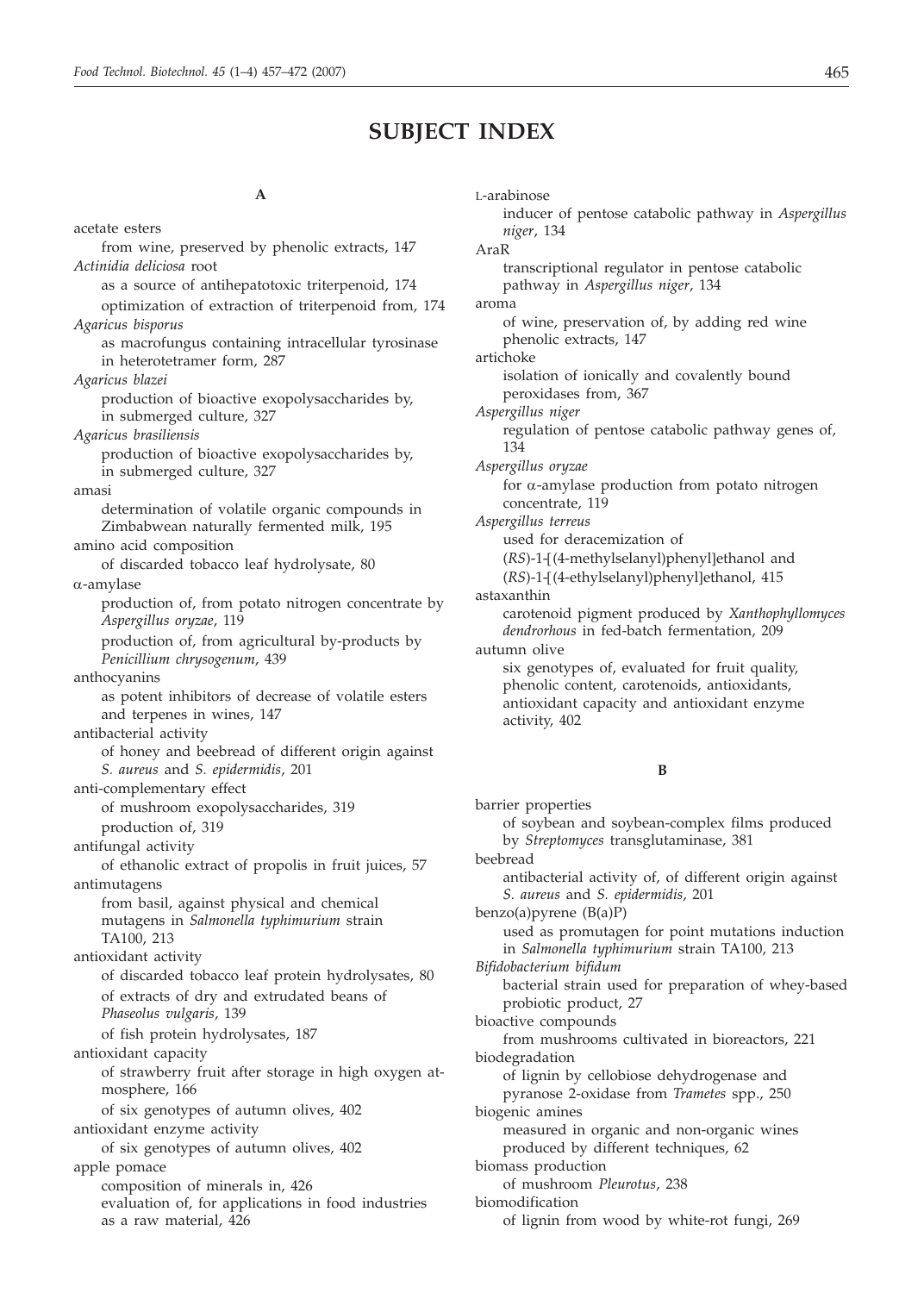# SUBJECT INDEX

## A

acetate esters
  from wine, preserved by phenolic extracts, 147

*Actinidia deliciosa* root
  as a source of antihepatotoxic triterpenoid, 174
  optimization of extraction of triterpenoid from, 174

*Agaricus bisporus*
  as macrofungus containing intracellular tyrosinase in heterotetramer form, 287

*Agaricus blazei*
  production of bioactive exopolysaccharides by, in submerged culture, 327

*Agaricus brasiliensis*
  production of bioactive exopolysaccharides by, in submerged culture, 327

amasi
  determination of volatile organic compounds in Zimbabwean naturally fermented milk, 195

amino acid composition
  of discarded tobacco leaf hydrolysate, 80

α-amylase
  production of, from potato nitrogen concentrate by *Aspergillus oryzae*, 119
  production of, from agricultural by-products by *Penicillium chrysogenum*, 439

anthocyanins
  as potent inhibitors of decrease of volatile esters and terpenes in wines, 147

antibacterial activity
  of honey and beebread of different origin against *S. aureus* and *S. epidermidis*, 201

anti-complementary effect
  of mushroom exopolysaccharides, 319
  production of, 319

antifungal activity
  of ethanolic extract of propolis in fruit juices, 57

antimutagens
  from basil, against physical and chemical mutagens in *Salmonella typhimurium* strain TA100, 213

antioxidant activity
  of discarded tobacco leaf protein hydrolysates, 80
  of extracts of dry and extrudated beans of *Phaseolus vulgaris*, 139
  of fish protein hydrolysates, 187

antioxidant capacity
  of strawberry fruit after storage in high oxygen atmosphere, 166
  of six genotypes of autumn olives, 402

antioxidant enzyme activity
  of six genotypes of autumn olives, 402

apple pomace
  composition of minerals in, 426
  evaluation of, for applications in food industries as a raw material, 426

L-arabinose
  inducer of pentose catabolic pathway in *Aspergillus niger*, 134

AraR
  transcriptional regulator in pentose catabolic pathway in *Aspergillus niger*, 134

aroma
  of wine, preservation of, by adding red wine phenolic extracts, 147

artichoke
  isolation of ionically and covalently bound peroxidases from, 367

*Aspergillus niger*
  regulation of pentose catabolic pathway genes of, 134

*Aspergillus oryzae*
  for α-amylase production from potato nitrogen concentrate, 119

*Aspergillus terreus*
  used for deracemization of (*RS*)-1-[(4-methylselanyl)phenyl]ethanol and (*RS*)-1-[(4-ethylselanyl)phenyl]ethanol, 415

astaxanthin
  carotenoid pigment produced by *Xanthophyllomyces dendrorhous* in fed-batch fermentation, 209

autumn olive
  six genotypes of, evaluated for fruit quality, phenolic content, carotenoids, antioxidants, antioxidant capacity and antioxidant enzyme activity, 402

## B

barrier properties
  of soybean and soybean-complex films produced by *Streptomyces* transglutaminase, 381

beebread
  antibacterial activity of, of different origin against *S. aureus* and *S. epidermidis*, 201

benzo(a)pyrene (B(a)P)
  used as promutagen for point mutations induction in *Salmonella typhimurium* strain TA100, 213

*Bifidobacterium bifidum*
  bacterial strain used for preparation of whey-based probiotic product, 27

bioactive compounds
  from mushrooms cultivated in bioreactors, 221

biodegradation
  of lignin by cellobiose dehydrogenase and pyranose 2-oxidase from *Trametes* spp., 250

biogenic amines
  measured in organic and non-organic wines produced by different techniques, 62

biomass production
  of mushroom *Pleurotus*, 238

biomodification
  of lignin from wood by white-rot fungi, 269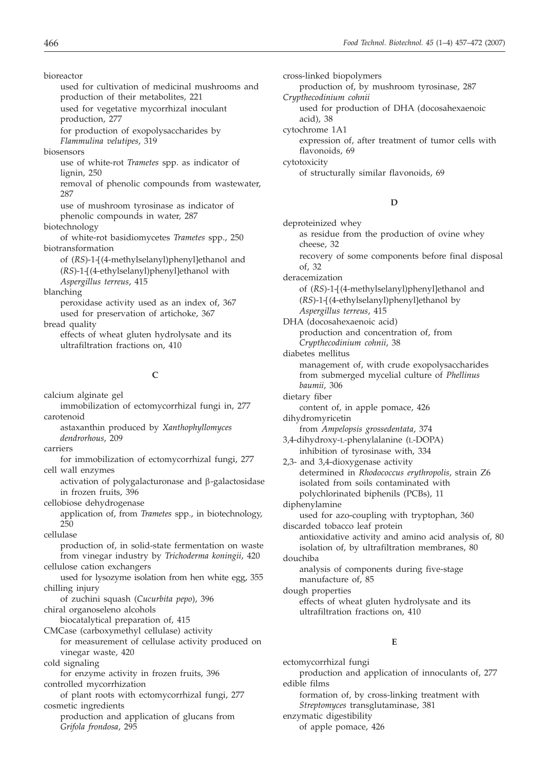bioreactor
  used for cultivation of medicinal mushrooms and production of their metabolites, 221
  used for vegetative mycorrhizal inoculant production, 277
  for production of exopolysaccharides by *Flammulina velutipes*, 319

biosensors
  use of white-rot *Trametes* spp. as indicator of lignin, 250
  removal of phenolic compounds from wastewater, 287
  use of mushroom tyrosinase as indicator of phenolic compounds in water, 287

biotechnology
  of white-rot basidiomycetes *Trametes* spp., 250

biotransformation
  of (*RS*)-1-[(4-methylselanyl)phenyl]ethanol and (*RS*)-1-[(4-ethylselanyl)phenyl]ethanol with *Aspergillus terreus*, 415

blanching
  peroxidase activity used as an index of, 367
  used for preservation of artichoke, 367

bread quality
  effects of wheat gluten hydrolysate and its ultrafiltration fractions on, 410

**C**

calcium alginate gel
  immobilization of ectomycorrhizal fungi in, 277

carotenoid
  astaxanthin produced by *Xanthophyllomyces dendrorhous*, 209

carriers
  for immobilization of ectomycorrhizal fungi, 277

cell wall enzymes
  activation of polygalacturonase and β-galactosidase in frozen fruits, 396

cellobiose dehydrogenase
  application of, from *Trametes* spp., in biotechnology, 250

cellulase
  production of, in solid-state fermentation on waste from vinegar industry by *Trichoderma koningii*, 420

cellulose cation exchangers
  used for lysozyme isolation from hen white egg, 355

chilling injury
  of zuchini squash (*Cucurbita pepo*), 396

chiral organoseleno alcohols
  biocatalytical preparation of, 415

CMCase (carboxymethyl cellulase) activity
  for measurement of cellulase activity produced on vinegar waste, 420

cold signaling
  for enzyme activity in frozen fruits, 396

controlled mycorrhization
  of plant roots with ectomycorrhizal fungi, 277

cosmetic ingredients
  production and application of glucans from *Grifola frondosa*, 295

cross-linked biopolymers
  production of, by mushroom tyrosinase, 287

*Crypthecodinium cohnii*
  used for production of DHA (docosahexaenoic acid), 38

cytochrome 1A1
  expression of, after treatment of tumor cells with flavonoids, 69

cytotoxicity
  of structurally similar flavonoids, 69

**D**

deproteinized whey
  as residue from the production of ovine whey cheese, 32
  recovery of some components before final disposal of, 32

deracemization
  of (*RS*)-1-[(4-methylselanyl)phenyl]ethanol and (*RS*)-1-[(4-ethylselanyl)phenyl]ethanol by *Aspergillus terreus*, 415

DHA (docosahexaenoic acid)
  production and concentration of, from *Crypthecodinium cohnii*, 38

diabetes mellitus
  management of, with crude exopolysaccharides from submerged mycelial culture of *Phellinus baumii*, 306

dietary fiber
  content of, in apple pomace, 426

dihydromyricetin
  from *Ampelopsis grossedentata*, 374

3,4-dihydroxy-L-phenylalanine (L-DOPA)
  inhibition of tyrosinase with, 334

2,3- and 3,4-dioxygenase activity
  determined in *Rhodococcus erythropolis*, strain Z6 isolated from soils contaminated with polychlorinated biphenils (PCBs), 11

diphenylamine
  used for azo-coupling with tryptophan, 360

discarded tobacco leaf protein
  antioxidative activity and amino acid analysis of, 80
  isolation of, by ultrafiltration membranes, 80

douchiba
  analysis of components during five-stage manufacture of, 85

dough properties
  effects of wheat gluten hydrolysate and its ultrafiltration fractions on, 410

**E**

ectomycorrhizal fungi
  production and application of innoculants of, 277

edible films
  formation of, by cross-linking treatment with *Streptomyces* transglutaminase, 381

enzymatic digestibility
  of apple pomace, 426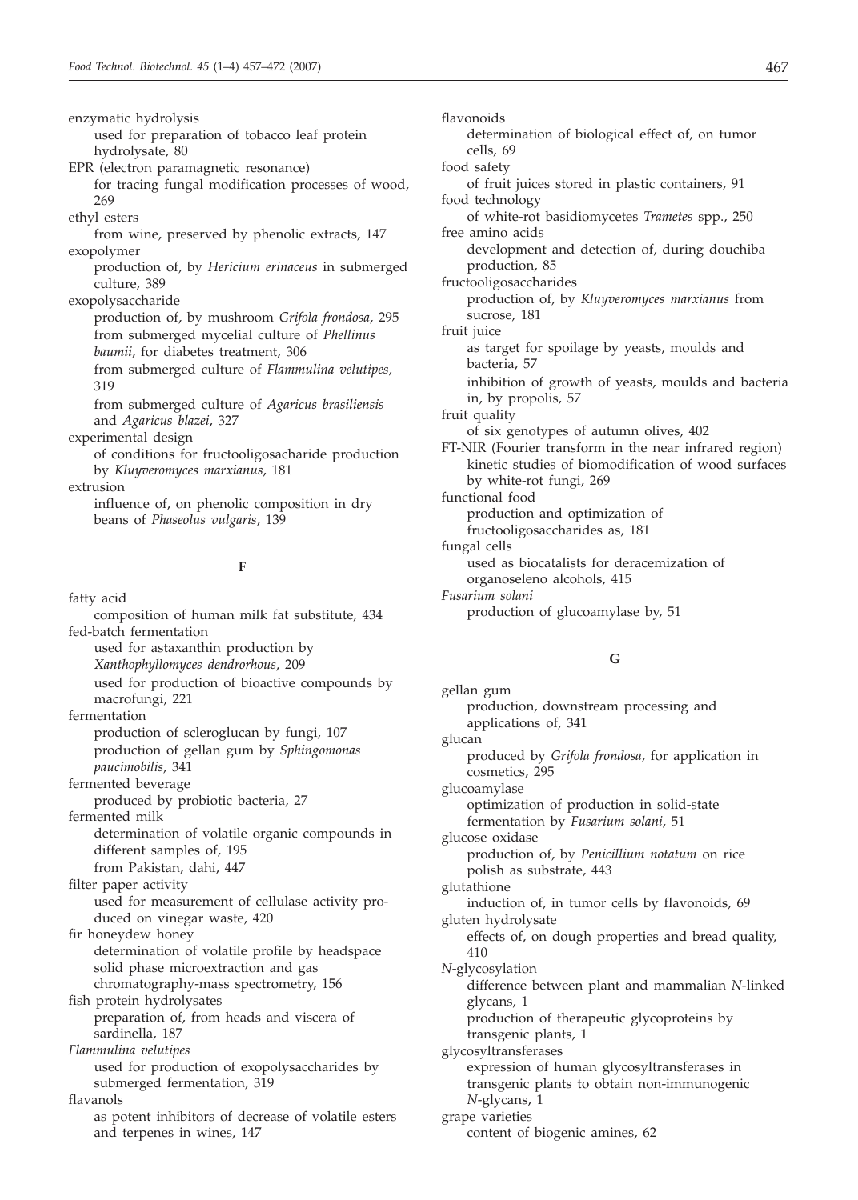enzymatic hydrolysis
  used for preparation of tobacco leaf protein hydrolysate, 80

EPR (electron paramagnetic resonance)
  for tracing fungal modification processes of wood, 269

ethyl esters
  from wine, preserved by phenolic extracts, 147

exopolymer
  production of, by *Hericium erinaceus* in submerged culture, 389

exopolysaccharide
  production of, by mushroom *Grifola frondosa*, 295
  from submerged mycelial culture of *Phellinus baumii*, for diabetes treatment, 306
  from submerged culture of *Flammulina velutipes*, 319
  from submerged culture of *Agaricus brasiliensis* and *Agaricus blazei*, 327

experimental design
  of conditions for fructooligosacharide production by *Kluyveromyces marxianus*, 181

extrusion
  influence of, on phenolic composition in dry beans of *Phaseolus vulgaris*, 139

### F

fatty acid
  composition of human milk fat substitute, 434

fed-batch fermentation
  used for astaxanthin production by *Xanthophyllomyces dendrorhous*, 209
  used for production of bioactive compounds by macrofungi, 221

fermentation
  production of scleroglucan by fungi, 107
  production of gellan gum by *Sphingomonas paucimobilis*, 341

fermented beverage
  produced by probiotic bacteria, 27

fermented milk
  determination of volatile organic compounds in different samples of, 195
  from Pakistan, dahi, 447

filter paper activity
  used for measurement of cellulase activity produced on vinegar waste, 420

fir honeydew honey
  determination of volatile profile by headspace solid phase microextraction and gas chromatography-mass spectrometry, 156

fish protein hydrolysates
  preparation of, from heads and viscera of sardinella, 187

*Flammulina velutipes*
  used for production of exopolysaccharides by submerged fermentation, 319

flavanols
  as potent inhibitors of decrease of volatile esters and terpenes in wines, 147

flavonoids
  determination of biological effect of, on tumor cells, 69

food safety
  of fruit juices stored in plastic containers, 91

food technology
  of white-rot basidiomycetes *Trametes* spp., 250

free amino acids
  development and detection of, during douchiba production, 85

fructooligosaccharides
  production of, by *Kluyveromyces marxianus* from sucrose, 181

fruit juice
  as target for spoilage by yeasts, moulds and bacteria, 57
  inhibition of growth of yeasts, moulds and bacteria in, by propolis, 57

fruit quality
  of six genotypes of autumn olives, 402

FT-NIR (Fourier transform in the near infrared region)
  kinetic studies of biomodification of wood surfaces by white-rot fungi, 269

functional food
  production and optimization of fructooligosaccharides as, 181

fungal cells
  used as biocatalists for deracemization of organoseleno alcohols, 415

*Fusarium solani*
  production of glucoamylase by, 51

### G

gellan gum
  production, downstream processing and applications of, 341

glucan
  produced by *Grifola frondosa*, for application in cosmetics, 295

glucoamylase
  optimization of production in solid-state fermentation by *Fusarium solani*, 51

glucose oxidase
  production of, by *Penicillium notatum* on rice polish as substrate, 443

glutathione
  induction of, in tumor cells by flavonoids, 69

gluten hydrolysate
  effects of, on dough properties and bread quality, 410

*N*-glycosylation
  difference between plant and mammalian *N*-linked glycans, 1
  production of therapeutic glycoproteins by transgenic plants, 1

glycosyltransferases
  expression of human glycosyltransferases in transgenic plants to obtain non-immunogenic *N*-glycans, 1

grape varieties
  content of biogenic amines, 62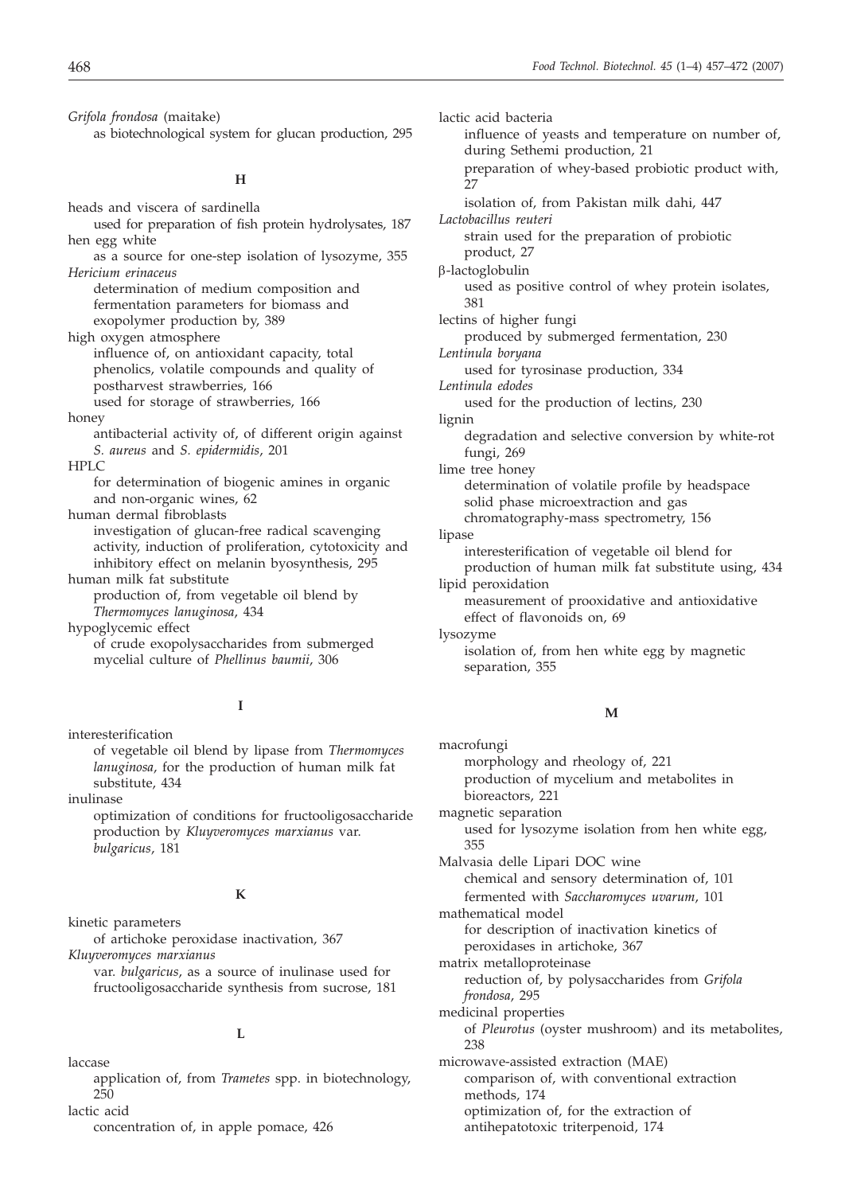*Grifola frondosa* (maitake)
  as biotechnological system for glucan production, 295

## H

heads and viscera of sardinella
  used for preparation of fish protein hydrolysates, 187

hen egg white
  as a source for one-step isolation of lysozyme, 355

*Hericium erinaceus*
  determination of medium composition and fermentation parameters for biomass and exopolymer production by, 389

high oxygen atmosphere
  influence of, on antioxidant capacity, total phenolics, volatile compounds and quality of postharvest strawberries, 166
  used for storage of strawberries, 166

honey
  antibacterial activity of, of different origin against *S. aureus* and *S. epidermidis*, 201

HPLC
  for determination of biogenic amines in organic and non-organic wines, 62

human dermal fibroblasts
  investigation of glucan-free radical scavenging activity, induction of proliferation, cytotoxicity and inhibitory effect on melanin byosynthesis, 295

human milk fat substitute
  production of, from vegetable oil blend by *Thermomyces lanuginosa*, 434

hypoglycemic effect
  of crude exopolysaccharides from submerged mycelial culture of *Phellinus baumii*, 306

## I

interesterification
  of vegetable oil blend by lipase from *Thermomyces lanuginosa*, for the production of human milk fat substitute, 434

inulinase
  optimization of conditions for fructooligosaccharide production by *Kluyveromyces marxianus* var. *bulgaricus*, 181

## K

kinetic parameters
  of artichoke peroxidase inactivation, 367

*Kluyveromyces marxianus*
  var. *bulgaricus*, as a source of inulinase used for fructooligosaccharide synthesis from sucrose, 181

## L

laccase
  application of, from *Trametes* spp. in biotechnology, 250

lactic acid
  concentration of, in apple pomace, 426

lactic acid bacteria
  influence of yeasts and temperature on number of, during Sethemi production, 21
  preparation of whey-based probiotic product with, 27
  isolation of, from Pakistan milk dahi, 447

*Lactobacillus reuteri*
  strain used for the preparation of probiotic product, 27

β-lactoglobulin
  used as positive control of whey protein isolates, 381

lectins of higher fungi
  produced by submerged fermentation, 230

*Lentinula boryana*
  used for tyrosinase production, 334

*Lentinula edodes*
  used for the production of lectins, 230

lignin
  degradation and selective conversion by white-rot fungi, 269

lime tree honey
  determination of volatile profile by headspace solid phase microextraction and gas chromatography-mass spectrometry, 156

lipase
  interesterification of vegetable oil blend for production of human milk fat substitute using, 434

lipid peroxidation
  measurement of prooxidative and antioxidative effect of flavonoids on, 69

lysozyme
  isolation of, from hen white egg by magnetic separation, 355

## M

macrofungi
  morphology and rheology of, 221
  production of mycelium and metabolites in bioreactors, 221

magnetic separation
  used for lysozyme isolation from hen white egg, 355

Malvasia delle Lipari DOC wine
  chemical and sensory determination of, 101
  fermented with *Saccharomyces uvarum*, 101

mathematical model
  for description of inactivation kinetics of peroxidases in artichoke, 367

matrix metalloproteinase
  reduction of, by polysaccharides from *Grifola frondosa*, 295

medicinal properties
  of *Pleurotus* (oyster mushroom) and its metabolites, 238

microwave-assisted extraction (MAE)
  comparison of, with conventional extraction methods, 174
  optimization of, for the extraction of antihepatotoxic triterpenoid, 174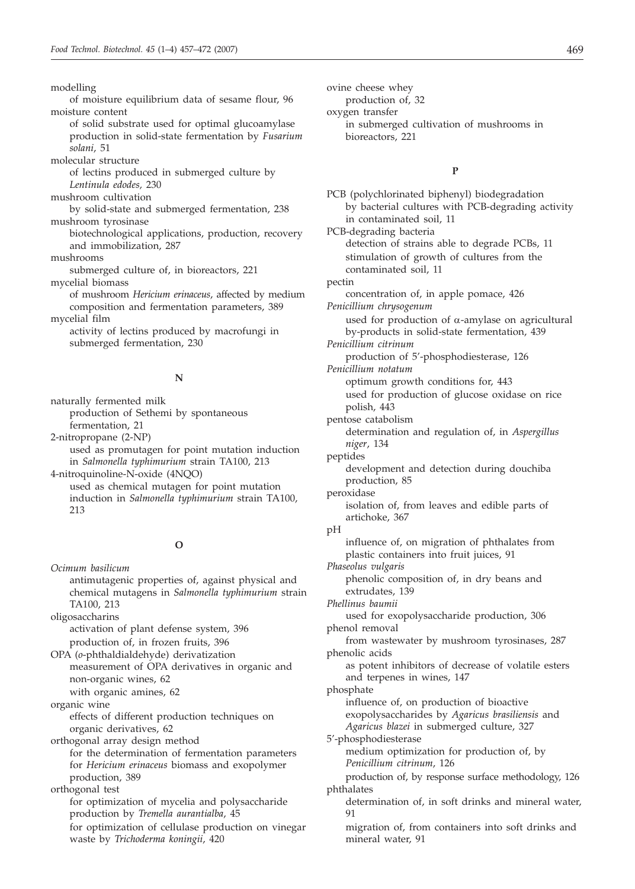modelling
  of moisture equilibrium data of sesame flour, 96

moisture content
  of solid substrate used for optimal glucoamylase production in solid-state fermentation by *Fusarium solani*, 51

molecular structure
  of lectins produced in submerged culture by *Lentinula edodes*, 230

mushroom cultivation
  by solid-state and submerged fermentation, 238

mushroom tyrosinase
  biotechnological applications, production, recovery and immobilization, 287

mushrooms
  submerged culture of, in bioreactors, 221

mycelial biomass
  of mushroom *Hericium erinaceus*, affected by medium composition and fermentation parameters, 389

mycelial film
  activity of lectins produced by macrofungi in submerged fermentation, 230

**N**

naturally fermented milk
  production of Sethemi by spontaneous fermentation, 21

2-nitropropane (2-NP)
  used as promutagen for point mutation induction in *Salmonella typhimurium* strain TA100, 213

4-nitroquinoline-N-oxide (4NQO)
  used as chemical mutagen for point mutation induction in *Salmonella typhimurium* strain TA100, 213

**O**

*Ocimum basilicum*
  antimutagenic properties of, against physical and chemical mutagens in *Salmonella typhimurium* strain TA100, 213

oligosaccharins
  activation of plant defense system, 396
  production of, in frozen fruits, 396

OPA (*o*-phthaldialdehyde) derivatization
  measurement of OPA derivatives in organic and non-organic wines, 62
  with organic amines, 62

organic wine
  effects of different production techniques on organic derivatives, 62

orthogonal array design method
  for the determination of fermentation parameters for *Hericium erinaceus* biomass and exopolymer production, 389

orthogonal test
  for optimization of mycelia and polysaccharide production by *Tremella aurantialba*, 45
  for optimization of cellulase production on vinegar waste by *Trichoderma koningii*, 420

ovine cheese whey
  production of, 32

oxygen transfer
  in submerged cultivation of mushrooms in bioreactors, 221

**P**

PCB (polychlorinated biphenyl) biodegradation
  by bacterial cultures with PCB-degrading activity in contaminated soil, 11

PCB-degrading bacteria
  detection of strains able to degrade PCBs, 11
  stimulation of growth of cultures from the contaminated soil, 11

pectin
  concentration of, in apple pomace, 426

*Penicillium chrysogenum*
  used for production of α-amylase on agricultural by-products in solid-state fermentation, 439

*Penicillium citrinum*
  production of 5'-phosphodiesterase, 126

*Penicillium notatum*
  optimum growth conditions for, 443
  used for production of glucose oxidase on rice polish, 443

pentose catabolism
  determination and regulation of, in *Aspergillus niger*, 134

peptides
  development and detection during douchiba production, 85

peroxidase
  isolation of, from leaves and edible parts of artichoke, 367

pH
  influence of, on migration of phthalates from plastic containers into fruit juices, 91

*Phaseolus vulgaris*
  phenolic composition of, in dry beans and extrudates, 139

*Phellinus baumii*
  used for exopolysaccharide production, 306

phenol removal
  from wastewater by mushroom tyrosinases, 287

phenolic acids
  as potent inhibitors of decrease of volatile esters and terpenes in wines, 147

phosphate
  influence of, on production of bioactive exopolysaccharides by *Agaricus brasiliensis* and *Agaricus blazei* in submerged culture, 327

5'-phosphodiesterase
  medium optimization for production of, by *Penicillium citrinum*, 126
  production of, by response surface methodology, 126

phthalates
  determination of, in soft drinks and mineral water, 91
  migration of, from containers into soft drinks and mineral water, 91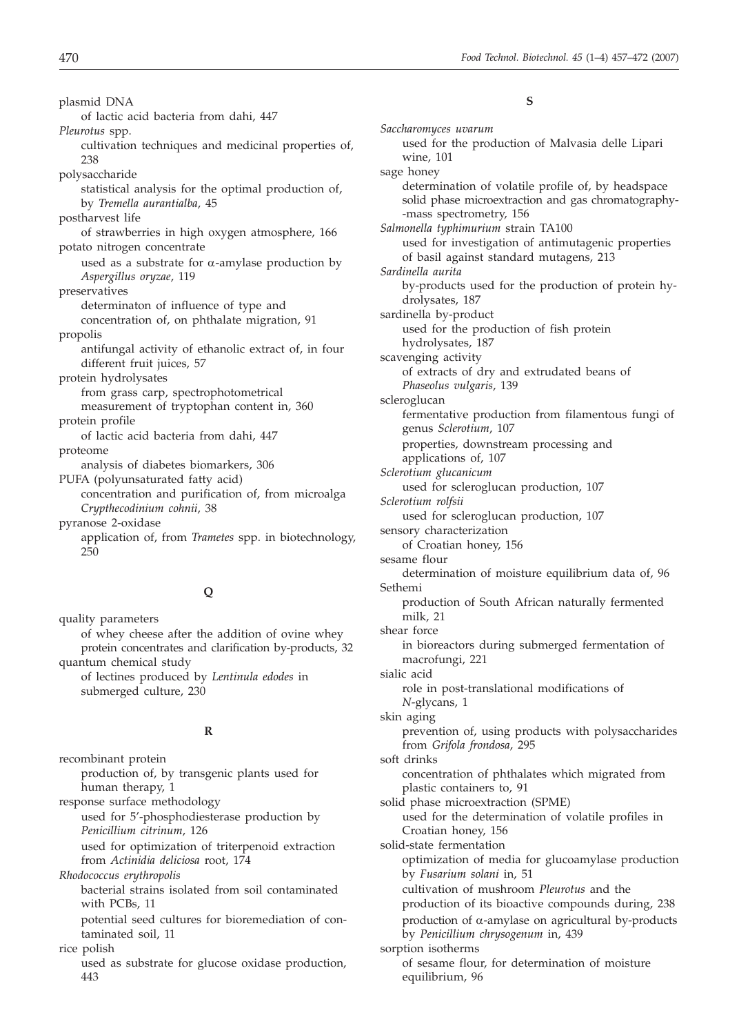plasmid DNA
  of lactic acid bacteria from dahi, 447

*Pleurotus* spp.
  cultivation techniques and medicinal properties of, 238

polysaccharide
  statistical analysis for the optimal production of, by *Tremella aurantialba*, 45

postharvest life
  of strawberries in high oxygen atmosphere, 166

potato nitrogen concentrate
  used as a substrate for α-amylase production by *Aspergillus oryzae*, 119

preservatives
  determinaton of influence of type and concentration of, on phthalate migration, 91

propolis
  antifungal activity of ethanolic extract of, in four different fruit juices, 57

protein hydrolysates
  from grass carp, spectrophotometrical measurement of tryptophan content in, 360

protein profile
  of lactic acid bacteria from dahi, 447

proteome
  analysis of diabetes biomarkers, 306

PUFA (polyunsaturated fatty acid)
  concentration and purification of, from microalga *Crypthecodinium cohnii*, 38

pyranose 2-oxidase
  application of, from *Trametes* spp. in biotechnology, 250

**Q**

quality parameters
  of whey cheese after the addition of ovine whey protein concentrates and clarification by-products, 32

quantum chemical study
  of lectines produced by *Lentinula edodes* in submerged culture, 230

**R**

recombinant protein
  production of, by transgenic plants used for human therapy, 1

response surface methodology
  used for 5'-phosphodiesterase production by *Penicillium citrinum*, 126
  used for optimization of triterpenoid extraction from *Actinidia deliciosa* root, 174

*Rhodococcus erythropolis*
  bacterial strains isolated from soil contaminated with PCBs, 11
  potential seed cultures for bioremediation of contaminated soil, 11

rice polish
  used as substrate for glucose oxidase production, 443

**S**

*Saccharomyces uvarum*
  used for the production of Malvasia delle Lipari wine, 101

sage honey
  determination of volatile profile of, by headspace solid phase microextraction and gas chromatography-mass spectrometry, 156

*Salmonella typhimurium* strain TA100
  used for investigation of antimutagenic properties of basil against standard mutagens, 213

*Sardinella aurita*
  by-products used for the production of protein hydrolysates, 187

sardinella by-product
  used for the production of fish protein hydrolysates, 187

scavenging activity
  of extracts of dry and extrudated beans of *Phaseolus vulgaris*, 139

scleroglucan
  fermentative production from filamentous fungi of genus *Sclerotium*, 107
  properties, downstream processing and applications of, 107

*Sclerotium glucanicum*
  used for scleroglucan production, 107

*Sclerotium rolfsii*
  used for scleroglucan production, 107

sensory characterization
  of Croatian honey, 156

sesame flour
  determination of moisture equilibrium data of, 96

Sethemi
  production of South African naturally fermented milk, 21

shear force
  in bioreactors during submerged fermentation of macrofungi, 221

sialic acid
  role in post-translational modifications of *N*-glycans, 1

skin aging
  prevention of, using products with polysaccharides from *Grifola frondosa*, 295

soft drinks
  concentration of phthalates which migrated from plastic containers to, 91

solid phase microextraction (SPME)
  used for the determination of volatile profiles in Croatian honey, 156

solid-state fermentation
  optimization of media for glucoamylase production by *Fusarium solani* in, 51
  cultivation of mushroom *Pleurotus* and the production of its bioactive compounds during, 238
  production of α-amylase on agricultural by-products by *Penicillium chrysogenum* in, 439

sorption isotherms
  of sesame flour, for determination of moisture equilibrium, 96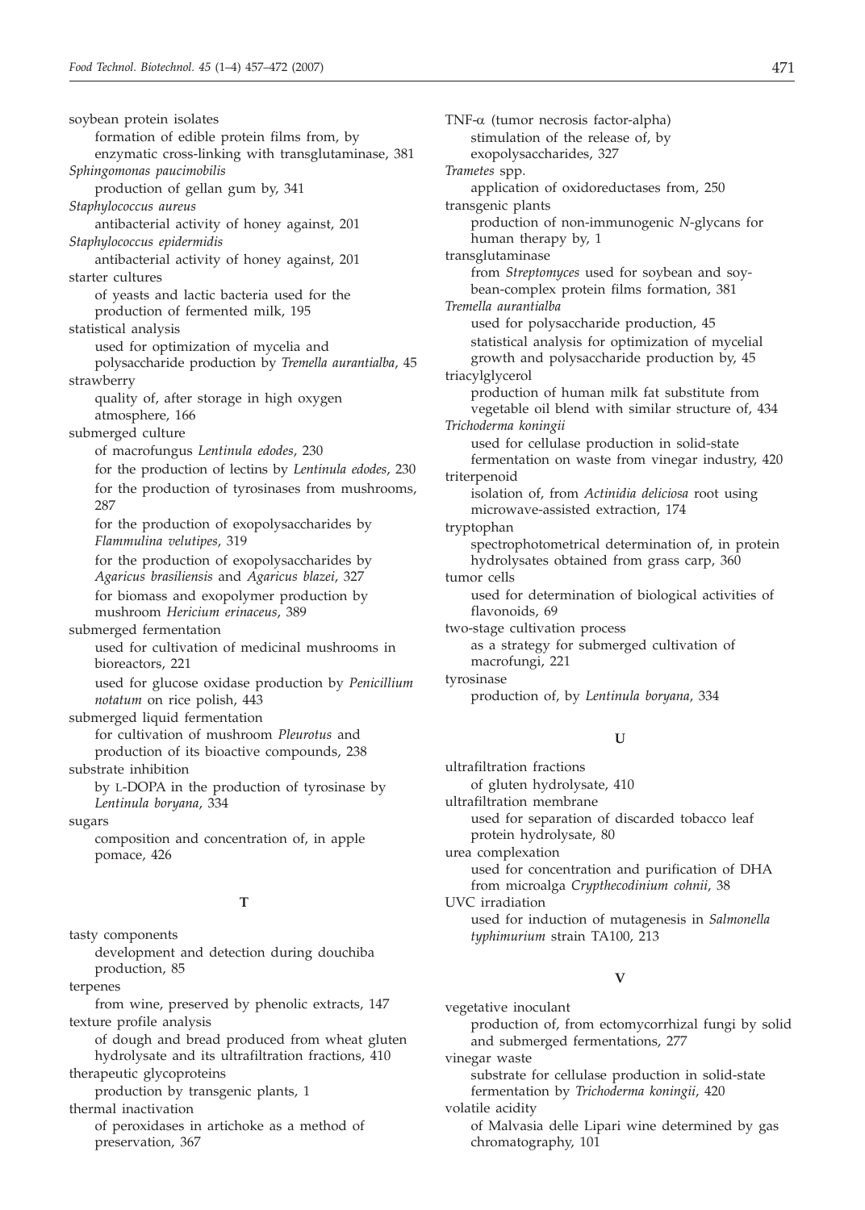soybean protein isolates
  formation of edible protein films from, by enzymatic cross-linking with transglutaminase, 381

*Sphingomonas paucimobilis*
  production of gellan gum by, 341

*Staphylococcus aureus*
  antibacterial activity of honey against, 201

*Staphylococcus epidermidis*
  antibacterial activity of honey against, 201

starter cultures
  of yeasts and lactic bacteria used for the production of fermented milk, 195

statistical analysis
  used for optimization of mycelia and polysaccharide production by *Tremella aurantialba*, 45

strawberry
  quality of, after storage in high oxygen atmosphere, 166

submerged culture
  of macrofungus *Lentinula edodes*, 230
  for the production of lectins by *Lentinula edodes*, 230
  for the production of tyrosinases from mushrooms, 287
  for the production of exopolysaccharides by *Flammulina velutipes*, 319
  for the production of exopolysaccharides by *Agaricus brasiliensis* and *Agaricus blazei*, 327
  for biomass and exopolymer production by mushroom *Hericium erinaceus*, 389

submerged fermentation
  used for cultivation of medicinal mushrooms in bioreactors, 221
  used for glucose oxidase production by *Penicillium notatum* on rice polish, 443

submerged liquid fermentation
  for cultivation of mushroom *Pleurotus* and production of its bioactive compounds, 238

substrate inhibition
  by L-DOPA in the production of tyrosinase by *Lentinula boryana*, 334

sugars
  composition and concentration of, in apple pomace, 426

**T**

tasty components
  development and detection during douchiba production, 85

terpenes
  from wine, preserved by phenolic extracts, 147

texture profile analysis
  of dough and bread produced from wheat gluten hydrolysate and its ultrafiltration fractions, 410

therapeutic glycoproteins
  production by transgenic plants, 1

thermal inactivation
  of peroxidases in artichoke as a method of preservation, 367

TNF-$\alpha$ (tumor necrosis factor-alpha)
  stimulation of the release of, by exopolysaccharides, 327

*Trametes* spp.
  application of oxidoreductases from, 250

transgenic plants
  production of non-immunogenic *N*-glycans for human therapy by, 1

transglutaminase
  from *Streptomyces* used for soybean and soybean-complex protein films formation, 381

*Tremella aurantialba*
  used for polysaccharide production, 45
  statistical analysis for optimization of mycelial growth and polysaccharide production by, 45

triacylglycerol
  production of human milk fat substitute from vegetable oil blend with similar structure of, 434

*Trichoderma koningii*
  used for cellulase production in solid-state fermentation on waste from vinegar industry, 420

triterpenoid
  isolation of, from *Actinidia deliciosa* root using microwave-assisted extraction, 174

tryptophan
  spectrophotometrical determination of, in protein hydrolysates obtained from grass carp, 360

tumor cells
  used for determination of biological activities of flavonoids, 69

two-stage cultivation process
  as a strategy for submerged cultivation of macrofungi, 221

tyrosinase
  production of, by *Lentinula boryana*, 334

**U**

ultrafiltration fractions
  of gluten hydrolysate, 410

ultrafiltration membrane
  used for separation of discarded tobacco leaf protein hydrolysate, 80

urea complexation
  used for concentration and purification of DHA from microalga *Crypthecodinium cohnii*, 38

UVC irradiation
  used for induction of mutagenesis in *Salmonella typhimurium* strain TA100, 213

**V**

vegetative inoculant
  production of, from ectomycorrhizal fungi by solid and submerged fermentations, 277

vinegar waste
  substrate for cellulase production in solid-state fermentation by *Trichoderma koningii*, 420

volatile acidity
  of Malvasia delle Lipari wine determined by gas chromatography, 101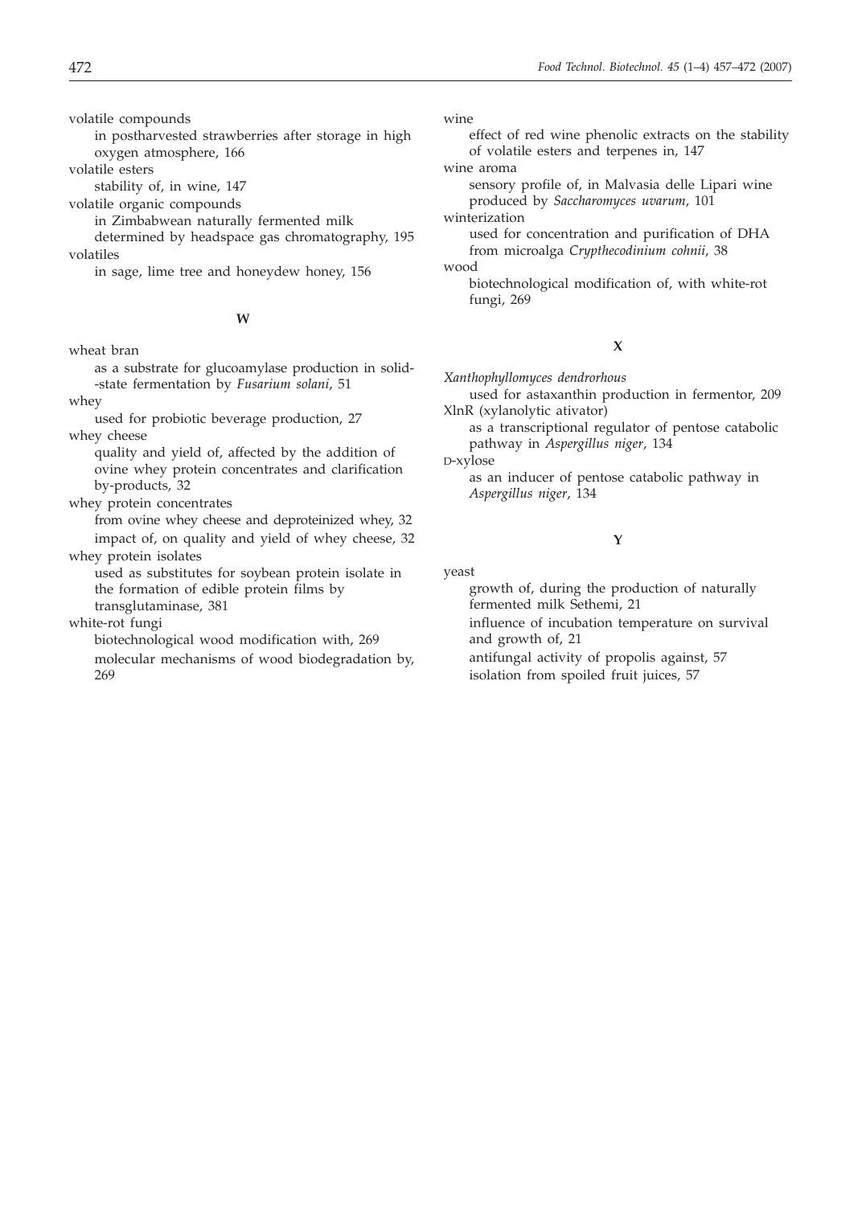volatile compounds
    in postharvested strawberries after storage in high oxygen atmosphere, 166
volatile esters
    stability of, in wine, 147
volatile organic compounds
    in Zimbabwean naturally fermented milk determined by headspace gas chromatography, 195
volatiles
    in sage, lime tree and honeydew honey, 156

**W**

wheat bran
    as a substrate for glucoamylase production in solid-state fermentation by *Fusarium solani*, 51
whey
    used for probiotic beverage production, 27
whey cheese
    quality and yield of, affected by the addition of ovine whey protein concentrates and clarification by-products, 32
whey protein concentrates
    from ovine whey cheese and deproteinized whey, 32
    impact of, on quality and yield of whey cheese, 32
whey protein isolates
    used as substitutes for soybean protein isolate in the formation of edible protein films by transglutaminase, 381
white-rot fungi
    biotechnological wood modification with, 269
    molecular mechanisms of wood biodegradation by, 269
wine
    effect of red wine phenolic extracts on the stability of volatile esters and terpenes in, 147
wine aroma
    sensory profile of, in Malvasia delle Lipari wine produced by *Saccharomyces uvarum*, 101
winterization
    used for concentration and purification of DHA from microalga *Crypthecodinium cohnii*, 38
wood
    biotechnological modification of, with white-rot fungi, 269

**X**

*Xanthophyllomyces dendrorhous*
    used for astaxanthin production in fermentor, 209
XlnR (xylanolytic ativator)
    as a transcriptional regulator of pentose catabolic pathway in *Aspergillus niger*, 134
D-xylose
    as an inducer of pentose catabolic pathway in *Aspergillus niger*, 134

**Y**

yeast
    growth of, during the production of naturally fermented milk Sethemi, 21
    influence of incubation temperature on survival and growth of, 21
    antifungal activity of propolis against, 57
    isolation from spoiled fruit juices, 57